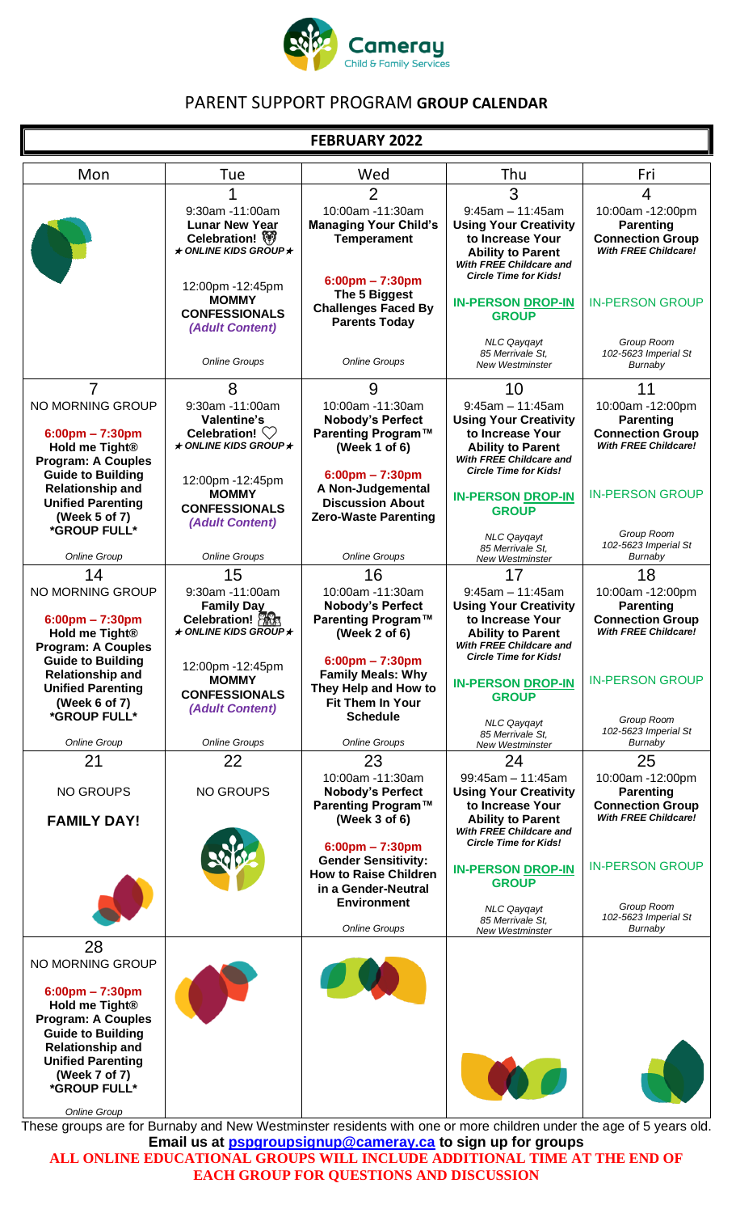Cameray
Child & Family Services

# PARENT SUPPORT PROGRAM **GROUP CALENDAR**

## FEBRUARY 2022

| Mon | Tue | Wed | Thu | Fri |
|---|---|---|---|---|
| | 1<br>9:30am -11:00am<br>**Lunar New Year Celebration!**<br>*★ ONLINE KIDS GROUP ★*<br><br>12:00pm -12:45pm<br>**MOMMY CONFESSIONALS**<br>***(Adult Content)***<br><br>*Online Groups* | 2<br>10:00am -11:30am<br>**Managing Your Child's Temperament**<br><br>**6:00pm – 7:30pm**<br>**The 5 Biggest Challenges Faced By Parents Today**<br><br>*Online Groups* | 3<br>9:45am – 11:45am<br>**Using Your Creativity to Increase Your Ability to Parent**<br>***With FREE Childcare and Circle Time for Kids!***<br><br>**IN-PERSON DROP-IN GROUP**<br><br>*NLC Qayqayt*<br>*85 Merrivale St,*<br>*New Westminster* | 4<br>10:00am -12:00pm<br>**Parenting Connection Group**<br>***With FREE Childcare!***<br><br>IN-PERSON GROUP<br><br>*Group Room*<br>*102-5623 Imperial St*<br>*Burnaby* |
| 7<br>NO MORNING GROUP<br><br>**6:00pm – 7:30pm**<br>**Hold me Tight® Program: A Couples Guide to Building Relationship and Unified Parenting (Week 5 of 7)**<br>***GROUP FULL***<br><br>*Online Group* | 8<br>9:30am -11:00am<br>**Valentine's Celebration!** ♡<br>*★ ONLINE KIDS GROUP ★*<br><br>12:00pm -12:45pm<br>**MOMMY CONFESSIONALS**<br>***(Adult Content)***<br><br>*Online Groups* | 9<br>10:00am -11:30am<br>**Nobody's Perfect Parenting Program™ (Week 1 of 6)**<br><br>**6:00pm – 7:30pm**<br>**A Non-Judgemental Discussion About Zero-Waste Parenting**<br><br>*Online Groups* | 10<br>9:45am – 11:45am<br>**Using Your Creativity to Increase Your Ability to Parent**<br>***With FREE Childcare and Circle Time for Kids!***<br><br>**IN-PERSON DROP-IN GROUP**<br><br>*NLC Qayqayt*<br>*85 Merrivale St,*<br>*New Westminster* | 11<br>10:00am -12:00pm<br>**Parenting Connection Group**<br>***With FREE Childcare!***<br><br>IN-PERSON GROUP<br><br>*Group Room*<br>*102-5623 Imperial St*<br>*Burnaby* |
| 14<br>NO MORNING GROUP<br><br>**6:00pm – 7:30pm**<br>**Hold me Tight® Program: A Couples Guide to Building Relationship and Unified Parenting (Week 6 of 7)**<br>***GROUP FULL***<br><br>*Online Group* | 15<br>9:30am -11:00am<br>**Family Day Celebration!**<br>*★ ONLINE KIDS GROUP ★*<br><br>12:00pm -12:45pm<br>**MOMMY CONFESSIONALS**<br>***(Adult Content)***<br><br>*Online Groups* | 16<br>10:00am -11:30am<br>**Nobody's Perfect Parenting Program™ (Week 2 of 6)**<br><br>**6:00pm – 7:30pm**<br>**Family Meals: Why They Help and How to Fit Them In Your Schedule**<br><br>*Online Groups* | 17<br>9:45am – 11:45am<br>**Using Your Creativity to Increase Your Ability to Parent**<br>***With FREE Childcare and Circle Time for Kids!***<br><br>**IN-PERSON DROP-IN GROUP**<br><br>*NLC Qayqayt*<br>*85 Merrivale St,*<br>*New Westminster* | 18<br>10:00am -12:00pm<br>**Parenting Connection Group**<br>***With FREE Childcare!***<br><br>IN-PERSON GROUP<br><br>*Group Room*<br>*102-5623 Imperial St*<br>*Burnaby* |
| 21<br>NO GROUPS<br><br>**FAMILY DAY!** | 22<br>NO GROUPS | 23<br>10:00am -11:30am<br>**Nobody's Perfect Parenting Program™ (Week 3 of 6)**<br><br>**6:00pm – 7:30pm**<br>**Gender Sensitivity: How to Raise Children in a Gender-Neutral Environment**<br><br>*Online Groups* | 24<br>99:45am – 11:45am<br>**Using Your Creativity to Increase Your Ability to Parent**<br>***With FREE Childcare and Circle Time for Kids!***<br><br>**IN-PERSON DROP-IN GROUP**<br><br>*NLC Qayqayt*<br>*85 Merrivale St,*<br>*New Westminster* | 25<br>10:00am -12:00pm<br>**Parenting Connection Group**<br>***With FREE Childcare!***<br><br>IN-PERSON GROUP<br><br>*Group Room*<br>*102-5623 Imperial St*<br>*Burnaby* |
| 28<br>NO MORNING GROUP<br><br>**6:00pm – 7:30pm**<br>**Hold me Tight® Program: A Couples Guide to Building Relationship and Unified Parenting (Week 7 of 7)**<br>***GROUP FULL***<br><br>*Online Group* | | | | |

These groups are for Burnaby and New Westminster residents with one or more children under the age of 5 years old.

**Email us at pspgroupsignup@cameray.ca to sign up for groups**

**ALL ONLINE EDUCATIONAL GROUPS WILL INCLUDE ADDITIONAL TIME AT THE END OF EACH GROUP FOR QUESTIONS AND DISCUSSION**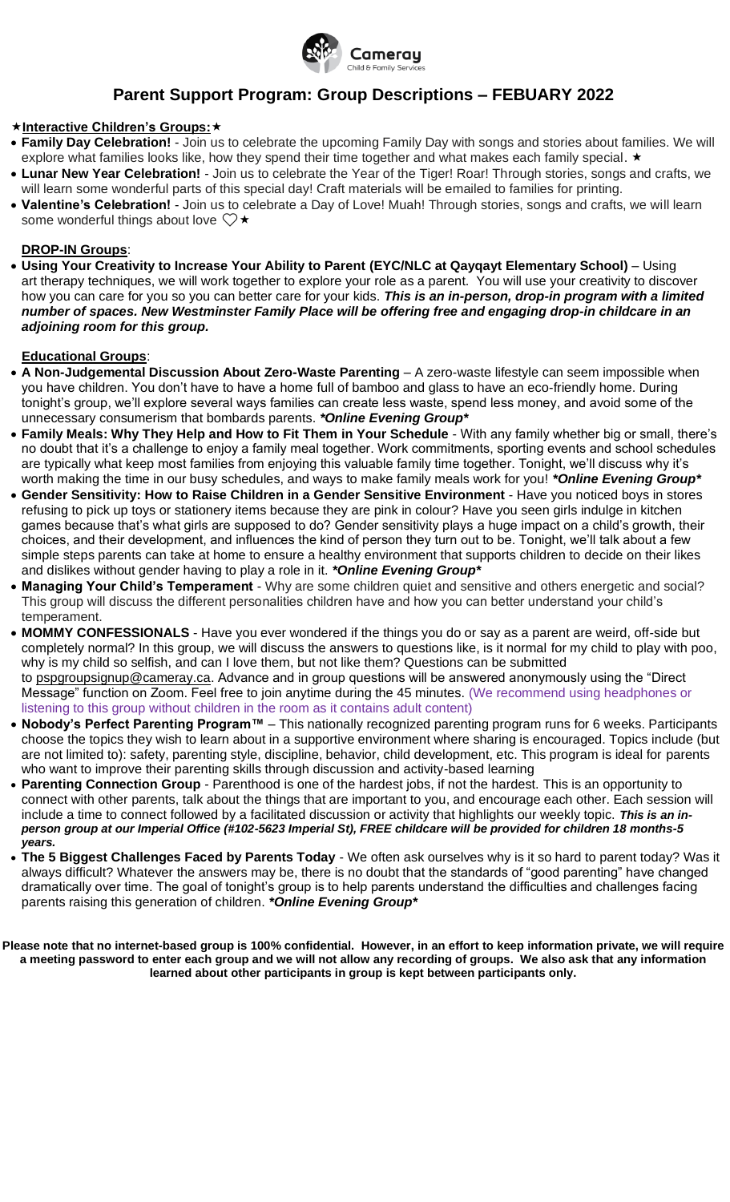Cameray
Child & Family Services

# Parent Support Program: Group Descriptions – FEBUARY 2022

★**Interactive Children's Groups:**★

- **Family Day Celebration!** - Join us to celebrate the upcoming Family Day with songs and stories about families. We will explore what families looks like, how they spend their time together and what makes each family special. ★
- **Lunar New Year Celebration!** - Join us to celebrate the Year of the Tiger! Roar! Through stories, songs and crafts, we will learn some wonderful parts of this special day! Craft materials will be emailed to families for printing.
- **Valentine's Celebration!** - Join us to celebrate a Day of Love! Muah! Through stories, songs and crafts, we will learn some wonderful things about love ♡★

**DROP-IN Groups**:

- **Using Your Creativity to Increase Your Ability to Parent (EYC/NLC at Qayqayt Elementary School)** – Using art therapy techniques, we will work together to explore your role as a parent. You will use your creativity to discover how you can care for you so you can better care for your kids. ***This is an in-person, drop-in program with a limited number of spaces. New Westminster Family Place will be offering free and engaging drop-in childcare in an adjoining room for this group.***

**Educational Groups**:

- **A Non-Judgemental Discussion About Zero-Waste Parenting** – A zero-waste lifestyle can seem impossible when you have children. You don't have to have a home full of bamboo and glass to have an eco-friendly home. During tonight's group, we'll explore several ways families can create less waste, spend less money, and avoid some of the unnecessary consumerism that bombards parents. ***\*Online Evening Group\****
- **Family Meals: Why They Help and How to Fit Them in Your Schedule** - With any family whether big or small, there's no doubt that it's a challenge to enjoy a family meal together. Work commitments, sporting events and school schedules are typically what keep most families from enjoying this valuable family time together. Tonight, we'll discuss why it's worth making the time in our busy schedules, and ways to make family meals work for you! ***\*Online Evening Group\****
- **Gender Sensitivity: How to Raise Children in a Gender Sensitive Environment** - Have you noticed boys in stores refusing to pick up toys or stationery items because they are pink in colour? Have you seen girls indulge in kitchen games because that's what girls are supposed to do? Gender sensitivity plays a huge impact on a child's growth, their choices, and their development, and influences the kind of person they turn out to be. Tonight, we'll talk about a few simple steps parents can take at home to ensure a healthy environment that supports children to decide on their likes and dislikes without gender having to play a role in it. ***\*Online Evening Group\****
- **Managing Your Child's Temperament** - Why are some children quiet and sensitive and others energetic and social? This group will discuss the different personalities children have and how you can better understand your child's temperament.
- **MOMMY CONFESSIONALS** - Have you ever wondered if the things you do or say as a parent are weird, off-side but completely normal? In this group, we will discuss the answers to questions like, is it normal for my child to play with poo, why is my child so selfish, and can I love them, but not like them? Questions can be submitted to pspgroupsignup@cameray.ca. Advance and in group questions will be answered anonymously using the "Direct Message" function on Zoom. Feel free to join anytime during the 45 minutes. (We recommend using headphones or listening to this group without children in the room as it contains adult content)
- **Nobody's Perfect Parenting Program™** – This nationally recognized parenting program runs for 6 weeks. Participants choose the topics they wish to learn about in a supportive environment where sharing is encouraged. Topics include (but are not limited to): safety, parenting style, discipline, behavior, child development, etc. This program is ideal for parents who want to improve their parenting skills through discussion and activity-based learning
- **Parenting Connection Group** - Parenthood is one of the hardest jobs, if not the hardest. This is an opportunity to connect with other parents, talk about the things that are important to you, and encourage each other. Each session will include a time to connect followed by a facilitated discussion or activity that highlights our weekly topic. ***This is an in-person group at our Imperial Office (#102-5623 Imperial St), FREE childcare will be provided for children 18 months-5 years.***
- **The 5 Biggest Challenges Faced by Parents Today** - We often ask ourselves why is it so hard to parent today? Was it always difficult? Whatever the answers may be, there is no doubt that the standards of "good parenting" have changed dramatically over time. The goal of tonight's group is to help parents understand the difficulties and challenges facing parents raising this generation of children. ***\*Online Evening Group\****

**Please note that no internet-based group is 100% confidential. However, in an effort to keep information private, we will require a meeting password to enter each group and we will not allow any recording of groups. We also ask that any information learned about other participants in group is kept between participants only.**